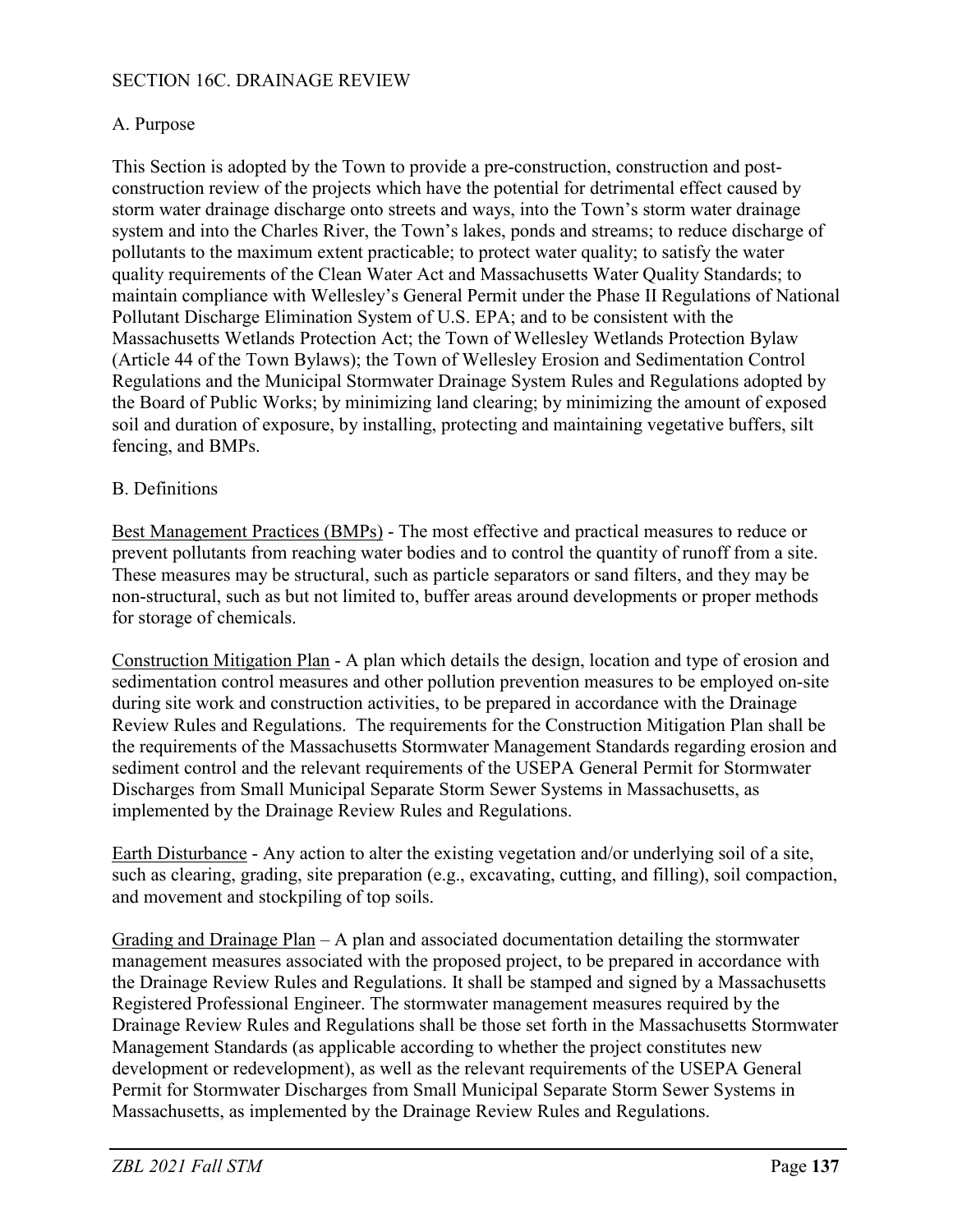## SECTION 16C. DRAINAGE REVIEW

### A. Purpose

This Section is adopted by the Town to provide a pre-construction, construction and post-construction review of the projects which have the potential for detrimental effect caused by storm water drainage discharge onto streets and ways, into the Town's storm water drainage system and into the Charles River, the Town's lakes, ponds and streams; to reduce discharge of pollutants to the maximum extent practicable; to protect water quality; to satisfy the water quality requirements of the Clean Water Act and Massachusetts Water Quality Standards; to maintain compliance with Wellesley's General Permit under the Phase II Regulations of National Pollutant Discharge Elimination System of U.S. EPA; and to be consistent with the Massachusetts Wetlands Protection Act; the Town of Wellesley Wetlands Protection Bylaw (Article 44 of the Town Bylaws); the Town of Wellesley Erosion and Sedimentation Control Regulations and the Municipal Stormwater Drainage System Rules and Regulations adopted by the Board of Public Works; by minimizing land clearing; by minimizing the amount of exposed soil and duration of exposure, by installing, protecting and maintaining vegetative buffers, silt fencing, and BMPs.

### B. Definitions

Best Management Practices (BMPs) - The most effective and practical measures to reduce or prevent pollutants from reaching water bodies and to control the quantity of runoff from a site. These measures may be structural, such as particle separators or sand filters, and they may be non-structural, such as but not limited to, buffer areas around developments or proper methods for storage of chemicals.

Construction Mitigation Plan - A plan which details the design, location and type of erosion and sedimentation control measures and other pollution prevention measures to be employed on-site during site work and construction activities, to be prepared in accordance with the Drainage Review Rules and Regulations. The requirements for the Construction Mitigation Plan shall be the requirements of the Massachusetts Stormwater Management Standards regarding erosion and sediment control and the relevant requirements of the USEPA General Permit for Stormwater Discharges from Small Municipal Separate Storm Sewer Systems in Massachusetts, as implemented by the Drainage Review Rules and Regulations.

Earth Disturbance - Any action to alter the existing vegetation and/or underlying soil of a site, such as clearing, grading, site preparation (e.g., excavating, cutting, and filling), soil compaction, and movement and stockpiling of top soils.

Grading and Drainage Plan – A plan and associated documentation detailing the stormwater management measures associated with the proposed project, to be prepared in accordance with the Drainage Review Rules and Regulations. It shall be stamped and signed by a Massachusetts Registered Professional Engineer. The stormwater management measures required by the Drainage Review Rules and Regulations shall be those set forth in the Massachusetts Stormwater Management Standards (as applicable according to whether the project constitutes new development or redevelopment), as well as the relevant requirements of the USEPA General Permit for Stormwater Discharges from Small Municipal Separate Storm Sewer Systems in Massachusetts, as implemented by the Drainage Review Rules and Regulations.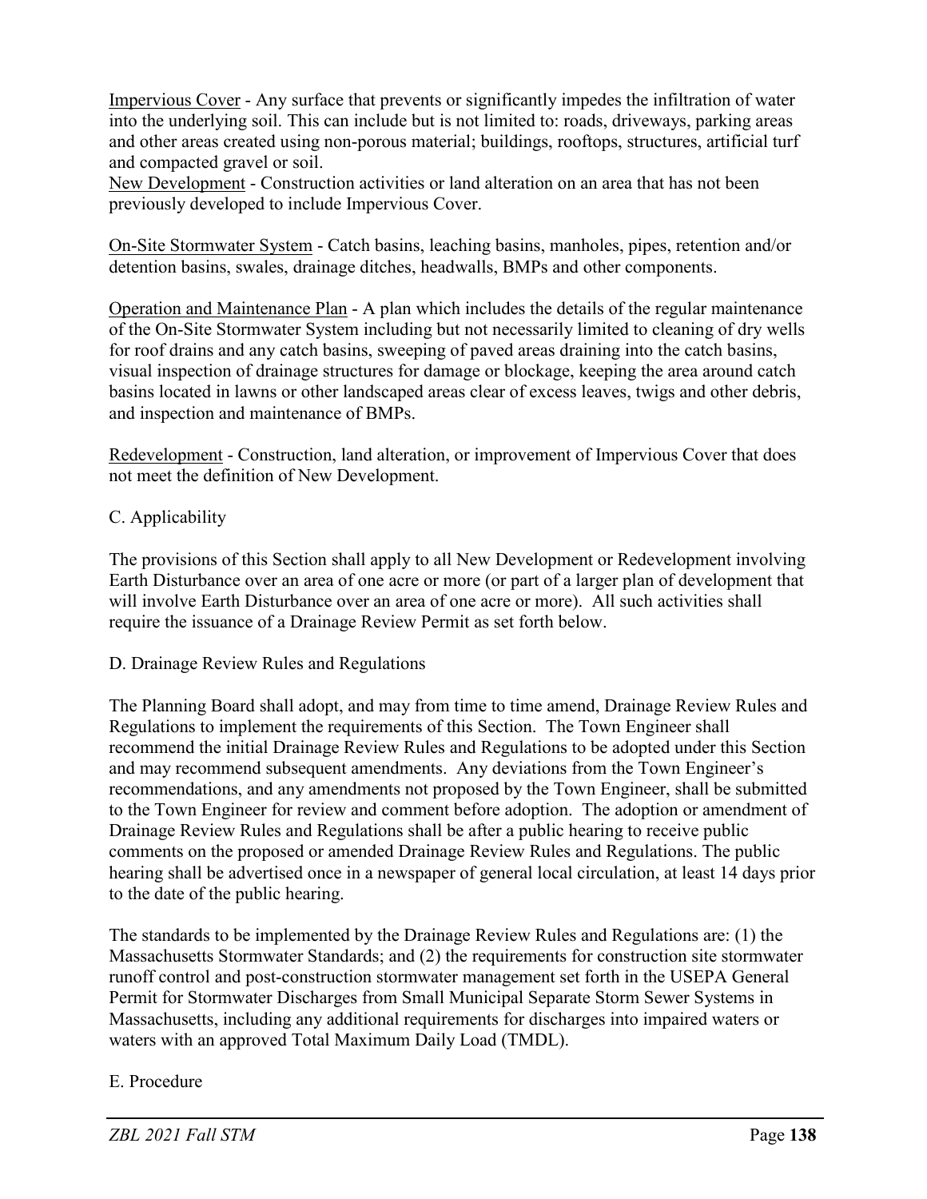Impervious Cover - Any surface that prevents or significantly impedes the infiltration of water into the underlying soil. This can include but is not limited to: roads, driveways, parking areas and other areas created using non-porous material; buildings, rooftops, structures, artificial turf and compacted gravel or soil.

New Development - Construction activities or land alteration on an area that has not been previously developed to include Impervious Cover.

On-Site Stormwater System - Catch basins, leaching basins, manholes, pipes, retention and/or detention basins, swales, drainage ditches, headwalls, BMPs and other components.

Operation and Maintenance Plan - A plan which includes the details of the regular maintenance of the On-Site Stormwater System including but not necessarily limited to cleaning of dry wells for roof drains and any catch basins, sweeping of paved areas draining into the catch basins, visual inspection of drainage structures for damage or blockage, keeping the area around catch basins located in lawns or other landscaped areas clear of excess leaves, twigs and other debris, and inspection and maintenance of BMPs.

Redevelopment - Construction, land alteration, or improvement of Impervious Cover that does not meet the definition of New Development.

C. Applicability

The provisions of this Section shall apply to all New Development or Redevelopment involving Earth Disturbance over an area of one acre or more (or part of a larger plan of development that will involve Earth Disturbance over an area of one acre or more). All such activities shall require the issuance of a Drainage Review Permit as set forth below.

D. Drainage Review Rules and Regulations

The Planning Board shall adopt, and may from time to time amend, Drainage Review Rules and Regulations to implement the requirements of this Section. The Town Engineer shall recommend the initial Drainage Review Rules and Regulations to be adopted under this Section and may recommend subsequent amendments. Any deviations from the Town Engineer's recommendations, and any amendments not proposed by the Town Engineer, shall be submitted to the Town Engineer for review and comment before adoption. The adoption or amendment of Drainage Review Rules and Regulations shall be after a public hearing to receive public comments on the proposed or amended Drainage Review Rules and Regulations. The public hearing shall be advertised once in a newspaper of general local circulation, at least 14 days prior to the date of the public hearing.

The standards to be implemented by the Drainage Review Rules and Regulations are: (1) the Massachusetts Stormwater Standards; and (2) the requirements for construction site stormwater runoff control and post-construction stormwater management set forth in the USEPA General Permit for Stormwater Discharges from Small Municipal Separate Storm Sewer Systems in Massachusetts, including any additional requirements for discharges into impaired waters or waters with an approved Total Maximum Daily Load (TMDL).

E. Procedure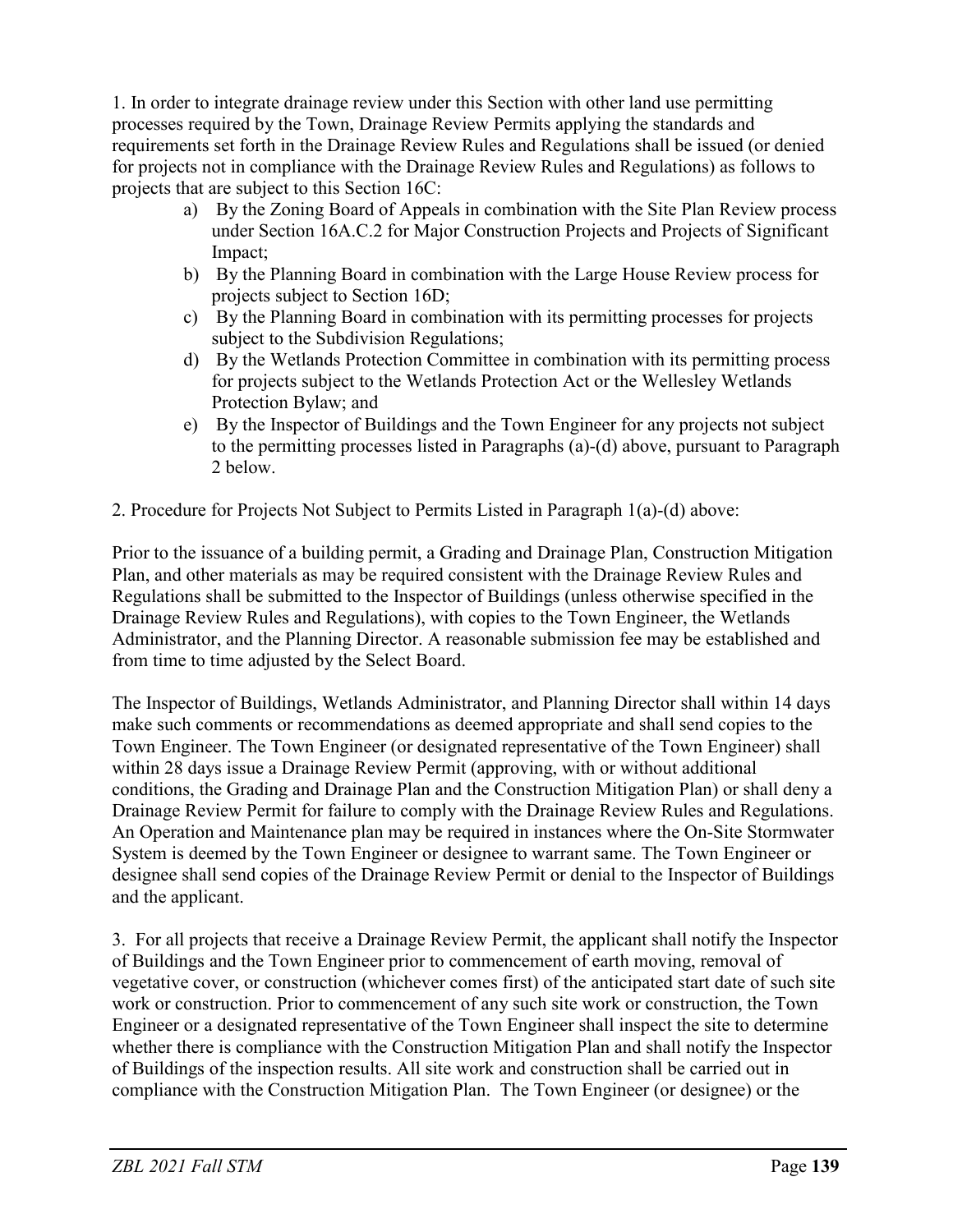1. In order to integrate drainage review under this Section with other land use permitting processes required by the Town, Drainage Review Permits applying the standards and requirements set forth in the Drainage Review Rules and Regulations shall be issued (or denied for projects not in compliance with the Drainage Review Rules and Regulations) as follows to projects that are subject to this Section 16C:

a) By the Zoning Board of Appeals in combination with the Site Plan Review process under Section 16A.C.2 for Major Construction Projects and Projects of Significant Impact;

b) By the Planning Board in combination with the Large House Review process for projects subject to Section 16D;

c) By the Planning Board in combination with its permitting processes for projects subject to the Subdivision Regulations;

d) By the Wetlands Protection Committee in combination with its permitting process for projects subject to the Wetlands Protection Act or the Wellesley Wetlands Protection Bylaw; and

e) By the Inspector of Buildings and the Town Engineer for any projects not subject to the permitting processes listed in Paragraphs (a)-(d) above, pursuant to Paragraph 2 below.

2. Procedure for Projects Not Subject to Permits Listed in Paragraph 1(a)-(d) above:

Prior to the issuance of a building permit, a Grading and Drainage Plan, Construction Mitigation Plan, and other materials as may be required consistent with the Drainage Review Rules and Regulations shall be submitted to the Inspector of Buildings (unless otherwise specified in the Drainage Review Rules and Regulations), with copies to the Town Engineer, the Wetlands Administrator, and the Planning Director. A reasonable submission fee may be established and from time to time adjusted by the Select Board.

The Inspector of Buildings, Wetlands Administrator, and Planning Director shall within 14 days make such comments or recommendations as deemed appropriate and shall send copies to the Town Engineer. The Town Engineer (or designated representative of the Town Engineer) shall within 28 days issue a Drainage Review Permit (approving, with or without additional conditions, the Grading and Drainage Plan and the Construction Mitigation Plan) or shall deny a Drainage Review Permit for failure to comply with the Drainage Review Rules and Regulations. An Operation and Maintenance plan may be required in instances where the On-Site Stormwater System is deemed by the Town Engineer or designee to warrant same. The Town Engineer or designee shall send copies of the Drainage Review Permit or denial to the Inspector of Buildings and the applicant.

3. For all projects that receive a Drainage Review Permit, the applicant shall notify the Inspector of Buildings and the Town Engineer prior to commencement of earth moving, removal of vegetative cover, or construction (whichever comes first) of the anticipated start date of such site work or construction. Prior to commencement of any such site work or construction, the Town Engineer or a designated representative of the Town Engineer shall inspect the site to determine whether there is compliance with the Construction Mitigation Plan and shall notify the Inspector of Buildings of the inspection results. All site work and construction shall be carried out in compliance with the Construction Mitigation Plan. The Town Engineer (or designee) or the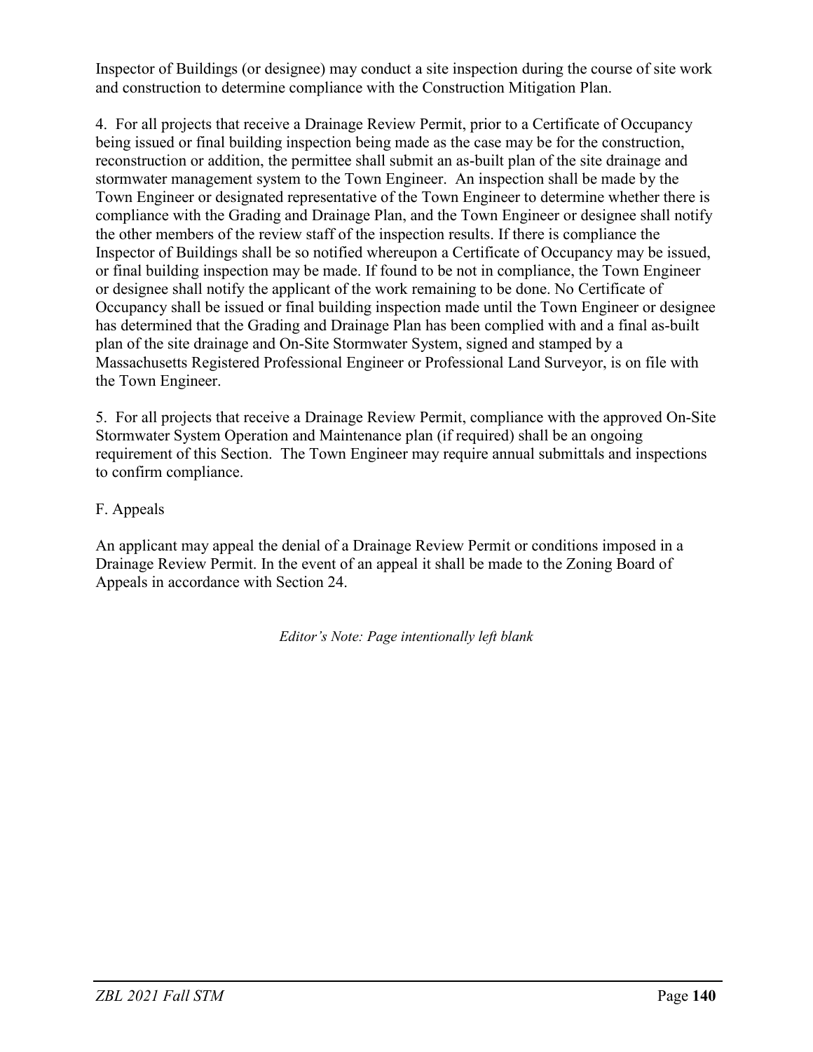Inspector of Buildings (or designee) may conduct a site inspection during the course of site work and construction to determine compliance with the Construction Mitigation Plan.

4. For all projects that receive a Drainage Review Permit, prior to a Certificate of Occupancy being issued or final building inspection being made as the case may be for the construction, reconstruction or addition, the permittee shall submit an as-built plan of the site drainage and stormwater management system to the Town Engineer. An inspection shall be made by the Town Engineer or designated representative of the Town Engineer to determine whether there is compliance with the Grading and Drainage Plan, and the Town Engineer or designee shall notify the other members of the review staff of the inspection results. If there is compliance the Inspector of Buildings shall be so notified whereupon a Certificate of Occupancy may be issued, or final building inspection may be made. If found to be not in compliance, the Town Engineer or designee shall notify the applicant of the work remaining to be done. No Certificate of Occupancy shall be issued or final building inspection made until the Town Engineer or designee has determined that the Grading and Drainage Plan has been complied with and a final as-built plan of the site drainage and On-Site Stormwater System, signed and stamped by a Massachusetts Registered Professional Engineer or Professional Land Surveyor, is on file with the Town Engineer.

5. For all projects that receive a Drainage Review Permit, compliance with the approved On-Site Stormwater System Operation and Maintenance plan (if required) shall be an ongoing requirement of this Section. The Town Engineer may require annual submittals and inspections to confirm compliance.

F. Appeals

An applicant may appeal the denial of a Drainage Review Permit or conditions imposed in a Drainage Review Permit. In the event of an appeal it shall be made to the Zoning Board of Appeals in accordance with Section 24.

*Editor's Note: Page intentionally left blank*